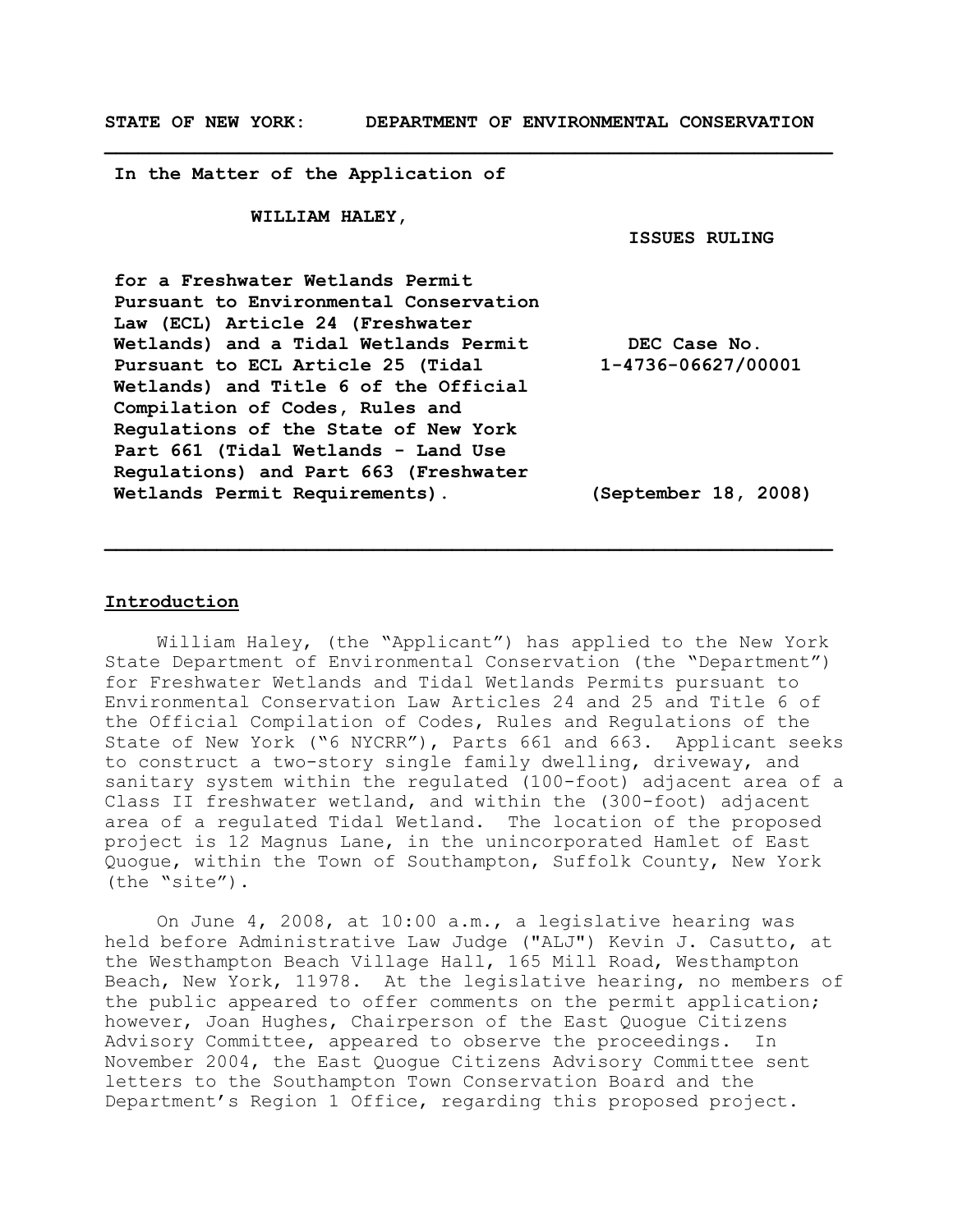**STATE OF NEW YORK: DEPARTMENT OF ENVIRONMENTAL CONSERVATION**

---

**In the Matter of the Application of**

**WILLIAM HALEY,**

**for a Freshwater Wetlands Permit Pursuant to Environmental Conservation Law (ECL) Article 24 (Freshwater Wetlands) and a Tidal Wetlands Permit Pursuant to ECL Article 25 (Tidal Wetlands) and Title 6 of the Official Compilation of Codes, Rules and Regulations of the State of New York Part 661 (Tidal Wetlands - Land Use Regulations) and Part 663 (Freshwater Wetlands Permit Requirements).**

**ISSUES RULING**

**DEC Case No. 1-4736-06627/00001**

**(September 18, 2008)**

---

## Introduction

William Haley, (the "Applicant") has applied to the New York State Department of Environmental Conservation (the "Department") for Freshwater Wetlands and Tidal Wetlands Permits pursuant to Environmental Conservation Law Articles 24 and 25 and Title 6 of the Official Compilation of Codes, Rules and Regulations of the State of New York ("6 NYCRR"), Parts 661 and 663. Applicant seeks to construct a two-story single family dwelling, driveway, and sanitary system within the regulated (100-foot) adjacent area of a Class II freshwater wetland, and within the (300-foot) adjacent area of a regulated Tidal Wetland. The location of the proposed project is 12 Magnus Lane, in the unincorporated Hamlet of East Quogue, within the Town of Southampton, Suffolk County, New York (the "site").

On June 4, 2008, at 10:00 a.m., a legislative hearing was held before Administrative Law Judge ("ALJ") Kevin J. Casutto, at the Westhampton Beach Village Hall, 165 Mill Road, Westhampton Beach, New York, 11978. At the legislative hearing, no members of the public appeared to offer comments on the permit application; however, Joan Hughes, Chairperson of the East Quogue Citizens Advisory Committee, appeared to observe the proceedings. In November 2004, the East Quogue Citizens Advisory Committee sent letters to the Southampton Town Conservation Board and the Department's Region 1 Office, regarding this proposed project.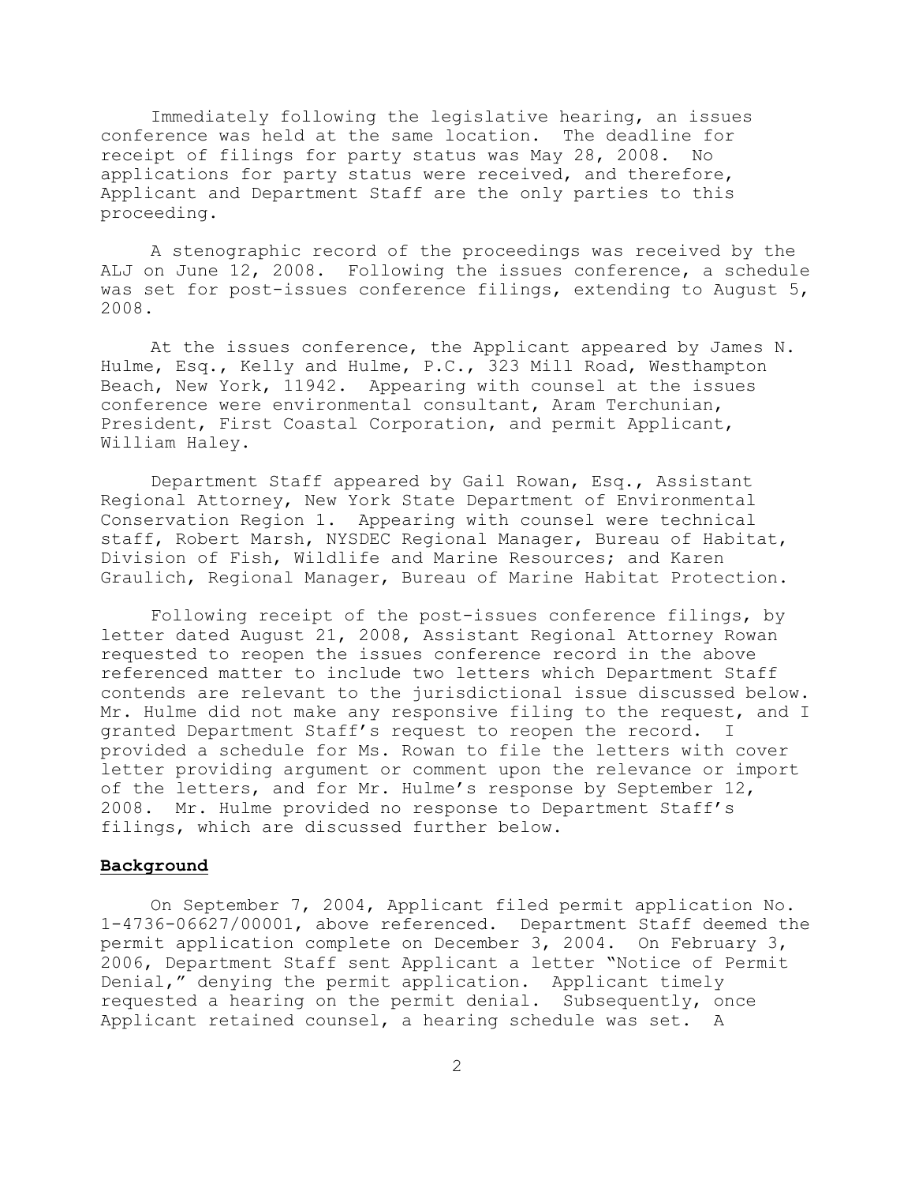Immediately following the legislative hearing, an issues conference was held at the same location. The deadline for receipt of filings for party status was May 28, 2008. No applications for party status were received, and therefore, Applicant and Department Staff are the only parties to this proceeding.

A stenographic record of the proceedings was received by the ALJ on June 12, 2008. Following the issues conference, a schedule was set for post-issues conference filings, extending to August 5, 2008.

At the issues conference, the Applicant appeared by James N. Hulme, Esq., Kelly and Hulme, P.C., 323 Mill Road, Westhampton Beach, New York, 11942. Appearing with counsel at the issues conference were environmental consultant, Aram Terchunian, President, First Coastal Corporation, and permit Applicant, William Haley.

Department Staff appeared by Gail Rowan, Esq., Assistant Regional Attorney, New York State Department of Environmental Conservation Region 1. Appearing with counsel were technical staff, Robert Marsh, NYSDEC Regional Manager, Bureau of Habitat, Division of Fish, Wildlife and Marine Resources; and Karen Graulich, Regional Manager, Bureau of Marine Habitat Protection.

Following receipt of the post-issues conference filings, by letter dated August 21, 2008, Assistant Regional Attorney Rowan requested to reopen the issues conference record in the above referenced matter to include two letters which Department Staff contends are relevant to the jurisdictional issue discussed below. Mr. Hulme did not make any responsive filing to the request, and I granted Department Staff's request to reopen the record. I provided a schedule for Ms. Rowan to file the letters with cover letter providing argument or comment upon the relevance or import of the letters, and for Mr. Hulme's response by September 12, 2008. Mr. Hulme provided no response to Department Staff's filings, which are discussed further below.

## **Background**

On September 7, 2004, Applicant filed permit application No. 1-4736-06627/00001, above referenced. Department Staff deemed the permit application complete on December 3, 2004. On February 3, 2006, Department Staff sent Applicant a letter "Notice of Permit Denial," denying the permit application. Applicant timely requested a hearing on the permit denial. Subsequently, once Applicant retained counsel, a hearing schedule was set. A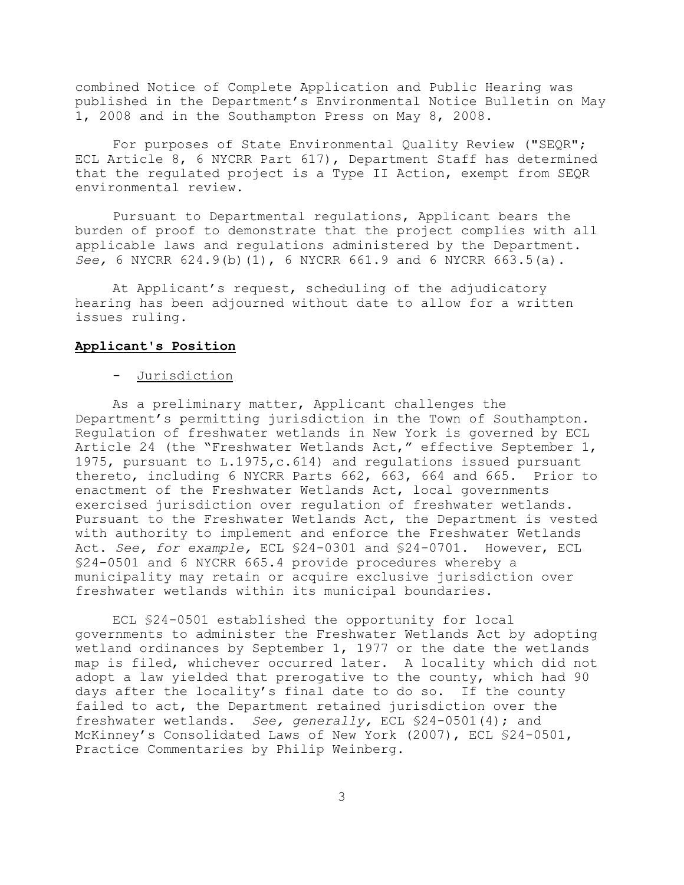combined Notice of Complete Application and Public Hearing was published in the Department's Environmental Notice Bulletin on May 1, 2008 and in the Southampton Press on May 8, 2008.

For purposes of State Environmental Quality Review ("SEQR"; ECL Article 8, 6 NYCRR Part 617), Department Staff has determined that the regulated project is a Type II Action, exempt from SEQR environmental review.

Pursuant to Departmental regulations, Applicant bears the burden of proof to demonstrate that the project complies with all applicable laws and regulations administered by the Department. *See,* 6 NYCRR 624.9(b)(1), 6 NYCRR 661.9 and 6 NYCRR 663.5(a).

At Applicant's request, scheduling of the adjudicatory hearing has been adjourned without date to allow for a written issues ruling.

**Applicant's Position**

- Jurisdiction

As a preliminary matter, Applicant challenges the Department's permitting jurisdiction in the Town of Southampton. Regulation of freshwater wetlands in New York is governed by ECL Article 24 (the "Freshwater Wetlands Act," effective September 1, 1975, pursuant to L.1975,c.614) and regulations issued pursuant thereto, including 6 NYCRR Parts 662, 663, 664 and 665. Prior to enactment of the Freshwater Wetlands Act, local governments exercised jurisdiction over regulation of freshwater wetlands. Pursuant to the Freshwater Wetlands Act, the Department is vested with authority to implement and enforce the Freshwater Wetlands Act. *See, for example,* ECL §24-0301 and §24-0701. However, ECL §24-0501 and 6 NYCRR 665.4 provide procedures whereby a municipality may retain or acquire exclusive jurisdiction over freshwater wetlands within its municipal boundaries.

ECL §24-0501 established the opportunity for local governments to administer the Freshwater Wetlands Act by adopting wetland ordinances by September 1, 1977 or the date the wetlands map is filed, whichever occurred later. A locality which did not adopt a law yielded that prerogative to the county, which had 90 days after the locality's final date to do so. If the county failed to act, the Department retained jurisdiction over the freshwater wetlands. *See, generally,* ECL §24-0501(4); and McKinney's Consolidated Laws of New York (2007), ECL §24-0501, Practice Commentaries by Philip Weinberg.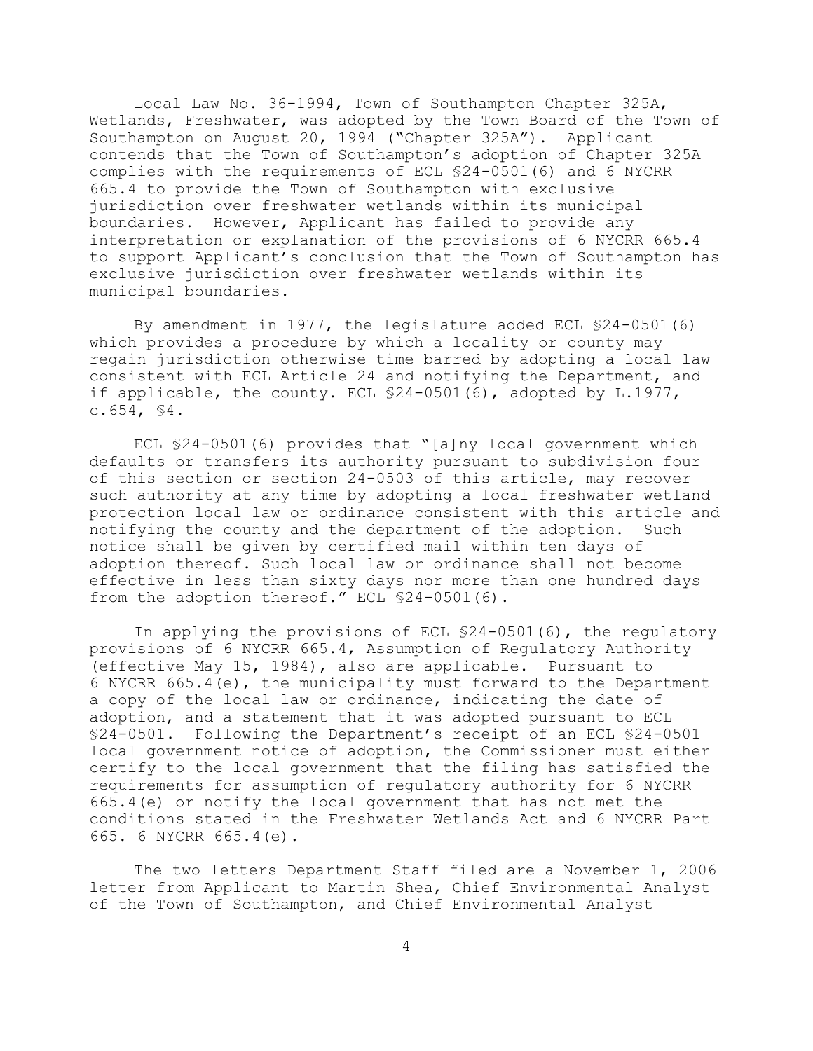Local Law No. 36-1994, Town of Southampton Chapter 325A, Wetlands, Freshwater, was adopted by the Town Board of the Town of Southampton on August 20, 1994 ("Chapter 325A"). Applicant contends that the Town of Southampton's adoption of Chapter 325A complies with the requirements of ECL §24-0501(6) and 6 NYCRR 665.4 to provide the Town of Southampton with exclusive jurisdiction over freshwater wetlands within its municipal boundaries. However, Applicant has failed to provide any interpretation or explanation of the provisions of 6 NYCRR 665.4 to support Applicant's conclusion that the Town of Southampton has exclusive jurisdiction over freshwater wetlands within its municipal boundaries.

By amendment in 1977, the legislature added ECL §24-0501(6) which provides a procedure by which a locality or county may regain jurisdiction otherwise time barred by adopting a local law consistent with ECL Article 24 and notifying the Department, and if applicable, the county. ECL §24-0501(6), adopted by L.1977, c.654, §4.

ECL §24-0501(6) provides that "[a]ny local government which defaults or transfers its authority pursuant to subdivision four of this section or section 24-0503 of this article, may recover such authority at any time by adopting a local freshwater wetland protection local law or ordinance consistent with this article and notifying the county and the department of the adoption. Such notice shall be given by certified mail within ten days of adoption thereof. Such local law or ordinance shall not become effective in less than sixty days nor more than one hundred days from the adoption thereof." ECL §24-0501(6).

In applying the provisions of ECL §24-0501(6), the regulatory provisions of 6 NYCRR 665.4, Assumption of Regulatory Authority (effective May 15, 1984), also are applicable. Pursuant to 6 NYCRR 665.4(e), the municipality must forward to the Department a copy of the local law or ordinance, indicating the date of adoption, and a statement that it was adopted pursuant to ECL §24-0501. Following the Department's receipt of an ECL §24-0501 local government notice of adoption, the Commissioner must either certify to the local government that the filing has satisfied the requirements for assumption of regulatory authority for 6 NYCRR 665.4(e) or notify the local government that has not met the conditions stated in the Freshwater Wetlands Act and 6 NYCRR Part 665. 6 NYCRR 665.4(e).

The two letters Department Staff filed are a November 1, 2006 letter from Applicant to Martin Shea, Chief Environmental Analyst of the Town of Southampton, and Chief Environmental Analyst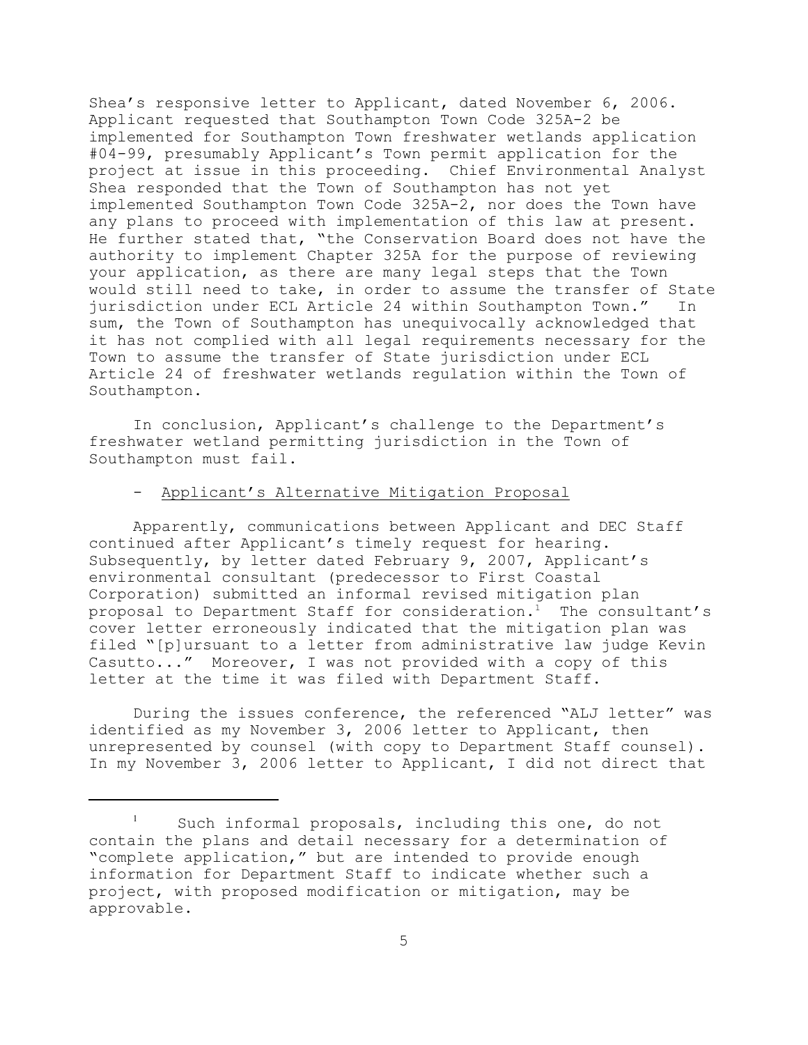Shea's responsive letter to Applicant, dated November 6, 2006. Applicant requested that Southampton Town Code 325A-2 be implemented for Southampton Town freshwater wetlands application #04-99, presumably Applicant's Town permit application for the project at issue in this proceeding. Chief Environmental Analyst Shea responded that the Town of Southampton has not yet implemented Southampton Town Code 325A-2, nor does the Town have any plans to proceed with implementation of this law at present. He further stated that, "the Conservation Board does not have the authority to implement Chapter 325A for the purpose of reviewing your application, as there are many legal steps that the Town would still need to take, in order to assume the transfer of State jurisdiction under ECL Article 24 within Southampton Town." In sum, the Town of Southampton has unequivocally acknowledged that it has not complied with all legal requirements necessary for the Town to assume the transfer of State jurisdiction under ECL Article 24 of freshwater wetlands regulation within the Town of Southampton.

In conclusion, Applicant's challenge to the Department's freshwater wetland permitting jurisdiction in the Town of Southampton must fail.

- Applicant's Alternative Mitigation Proposal

Apparently, communications between Applicant and DEC Staff continued after Applicant's timely request for hearing. Subsequently, by letter dated February 9, 2007, Applicant's environmental consultant (predecessor to First Coastal Corporation) submitted an informal revised mitigation plan proposal to Department Staff for consideration.[1] The consultant's cover letter erroneously indicated that the mitigation plan was filed "[p]ursuant to a letter from administrative law judge Kevin Casutto..." Moreover, I was not provided with a copy of this letter at the time it was filed with Department Staff.

During the issues conference, the referenced "ALJ letter" was identified as my November 3, 2006 letter to Applicant, then unrepresented by counsel (with copy to Department Staff counsel). In my November 3, 2006 letter to Applicant, I did not direct that

[1] Such informal proposals, including this one, do not contain the plans and detail necessary for a determination of "complete application," but are intended to provide enough information for Department Staff to indicate whether such a project, with proposed modification or mitigation, may be approvable.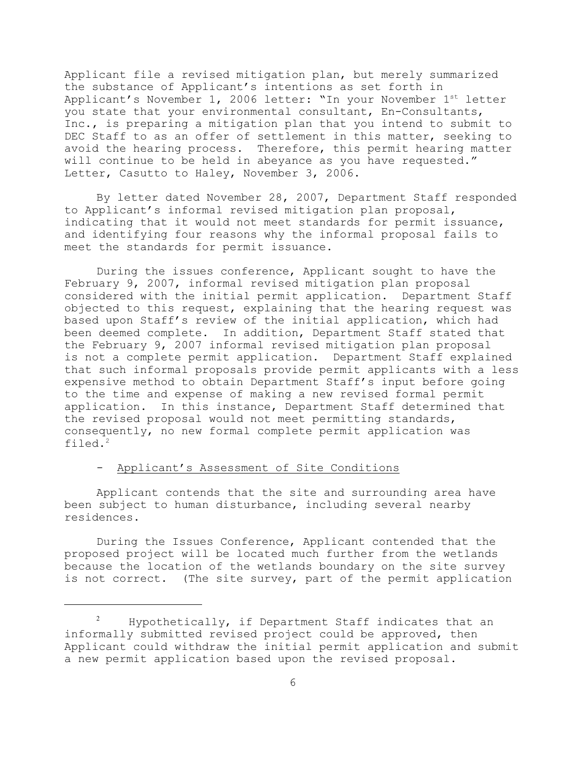Applicant file a revised mitigation plan, but merely summarized the substance of Applicant's intentions as set forth in Applicant's November 1, 2006 letter: "In your November 1st letter you state that your environmental consultant, En-Consultants, Inc., is preparing a mitigation plan that you intend to submit to DEC Staff to as an offer of settlement in this matter, seeking to avoid the hearing process. Therefore, this permit hearing matter will continue to be held in abeyance as you have requested." Letter, Casutto to Haley, November 3, 2006.

By letter dated November 28, 2007, Department Staff responded to Applicant's informal revised mitigation plan proposal, indicating that it would not meet standards for permit issuance, and identifying four reasons why the informal proposal fails to meet the standards for permit issuance.

During the issues conference, Applicant sought to have the February 9, 2007, informal revised mitigation plan proposal considered with the initial permit application. Department Staff objected to this request, explaining that the hearing request was based upon Staff's review of the initial application, which had been deemed complete. In addition, Department Staff stated that the February 9, 2007 informal revised mitigation plan proposal is not a complete permit application. Department Staff explained that such informal proposals provide permit applicants with a less expensive method to obtain Department Staff's input before going to the time and expense of making a new revised formal permit application. In this instance, Department Staff determined that the revised proposal would not meet permitting standards, consequently, no new formal complete permit application was filed.[2]

- <u>Applicant's Assessment of Site Conditions</u>

Applicant contends that the site and surrounding area have been subject to human disturbance, including several nearby residences.

During the Issues Conference, Applicant contended that the proposed project will be located much further from the wetlands because the location of the wetlands boundary on the site survey is not correct. (The site survey, part of the permit application

---

[2] Hypothetically, if Department Staff indicates that an informally submitted revised project could be approved, then Applicant could withdraw the initial permit application and submit a new permit application based upon the revised proposal.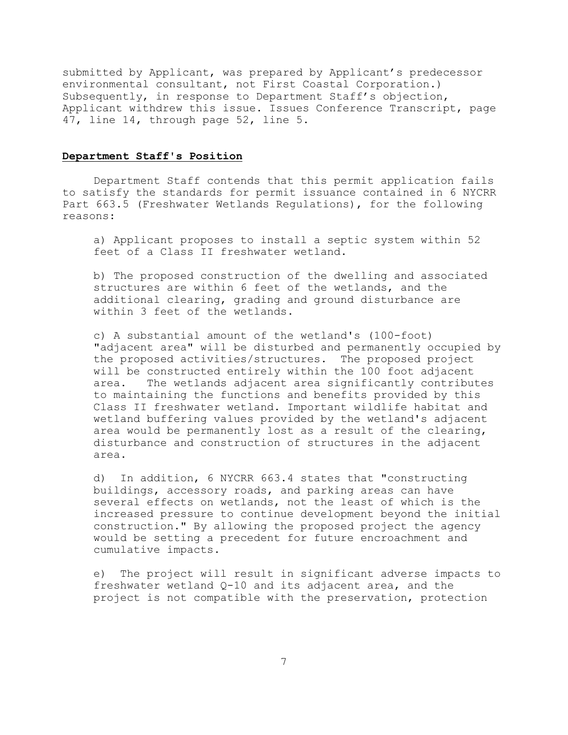submitted by Applicant, was prepared by Applicant's predecessor environmental consultant, not First Coastal Corporation.) Subsequently, in response to Department Staff's objection, Applicant withdrew this issue. Issues Conference Transcript, page 47, line 14, through page 52, line 5.

## **Department Staff's Position**

Department Staff contends that this permit application fails to satisfy the standards for permit issuance contained in 6 NYCRR Part 663.5 (Freshwater Wetlands Regulations), for the following reasons:

a) Applicant proposes to install a septic system within 52 feet of a Class II freshwater wetland.

b) The proposed construction of the dwelling and associated structures are within 6 feet of the wetlands, and the additional clearing, grading and ground disturbance are within 3 feet of the wetlands.

c) A substantial amount of the wetland's (100-foot) "adjacent area" will be disturbed and permanently occupied by the proposed activities/structures. The proposed project will be constructed entirely within the 100 foot adjacent area. The wetlands adjacent area significantly contributes to maintaining the functions and benefits provided by this Class II freshwater wetland. Important wildlife habitat and wetland buffering values provided by the wetland's adjacent area would be permanently lost as a result of the clearing, disturbance and construction of structures in the adjacent area.

d) In addition, 6 NYCRR 663.4 states that "constructing buildings, accessory roads, and parking areas can have several effects on wetlands, not the least of which is the increased pressure to continue development beyond the initial construction." By allowing the proposed project the agency would be setting a precedent for future encroachment and cumulative impacts.

e) The project will result in significant adverse impacts to freshwater wetland Q-10 and its adjacent area, and the project is not compatible with the preservation, protection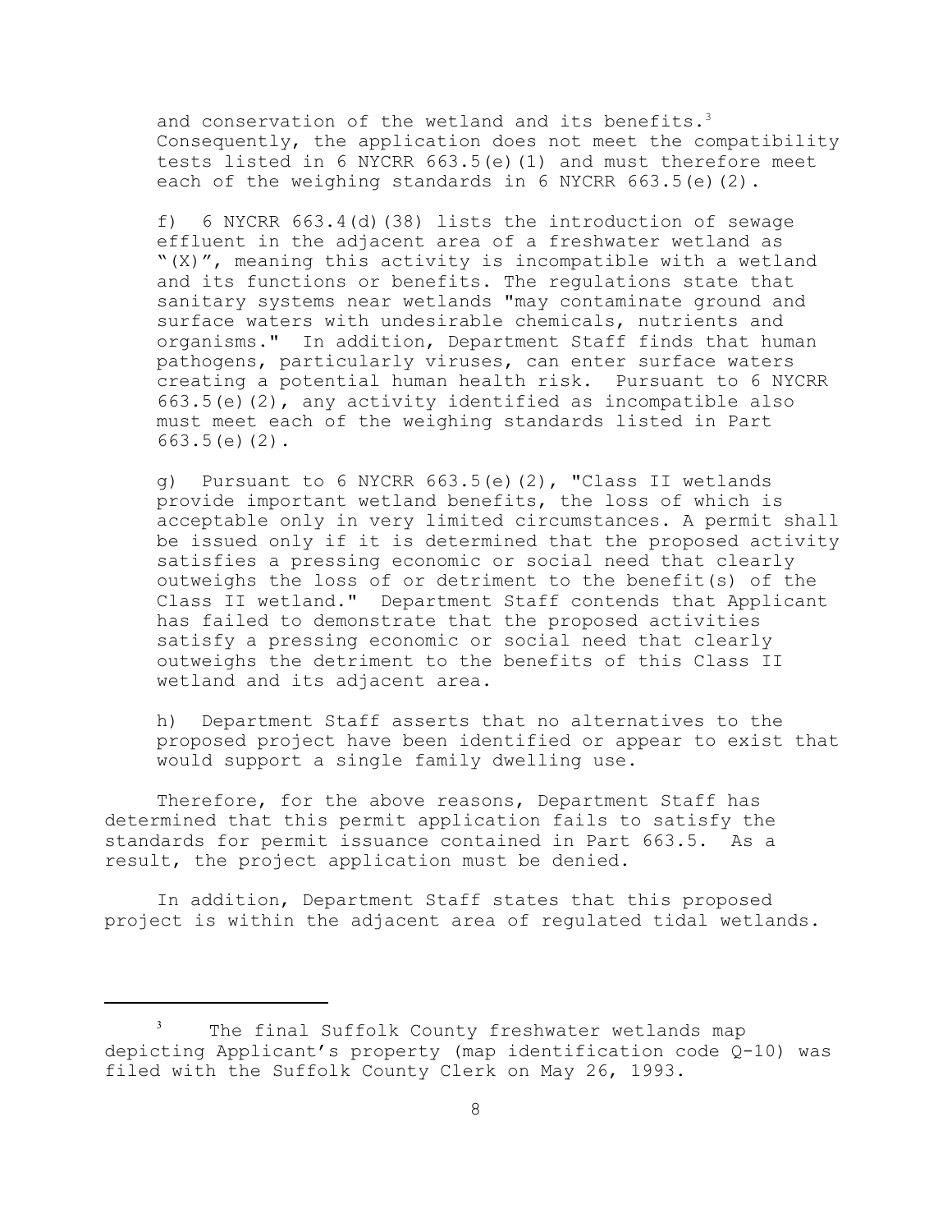and conservation of the wetland and its benefits.[3] Consequently, the application does not meet the compatibility tests listed in 6 NYCRR 663.5(e)(1) and must therefore meet each of the weighing standards in 6 NYCRR 663.5(e)(2).

f) 6 NYCRR 663.4(d)(38) lists the introduction of sewage effluent in the adjacent area of a freshwater wetland as "(X)", meaning this activity is incompatible with a wetland and its functions or benefits. The regulations state that sanitary systems near wetlands "may contaminate ground and surface waters with undesirable chemicals, nutrients and organisms." In addition, Department Staff finds that human pathogens, particularly viruses, can enter surface waters creating a potential human health risk. Pursuant to 6 NYCRR 663.5(e)(2), any activity identified as incompatible also must meet each of the weighing standards listed in Part 663.5(e)(2).

g) Pursuant to 6 NYCRR 663.5(e)(2), "Class II wetlands provide important wetland benefits, the loss of which is acceptable only in very limited circumstances. A permit shall be issued only if it is determined that the proposed activity satisfies a pressing economic or social need that clearly outweighs the loss of or detriment to the benefit(s) of the Class II wetland." Department Staff contends that Applicant has failed to demonstrate that the proposed activities satisfy a pressing economic or social need that clearly outweighs the detriment to the benefits of this Class II wetland and its adjacent area.

h) Department Staff asserts that no alternatives to the proposed project have been identified or appear to exist that would support a single family dwelling use.

Therefore, for the above reasons, Department Staff has determined that this permit application fails to satisfy the standards for permit issuance contained in Part 663.5. As a result, the project application must be denied.

In addition, Department Staff states that this proposed project is within the adjacent area of regulated tidal wetlands.

---

[3] The final Suffolk County freshwater wetlands map depicting Applicant's property (map identification code Q-10) was filed with the Suffolk County Clerk on May 26, 1993.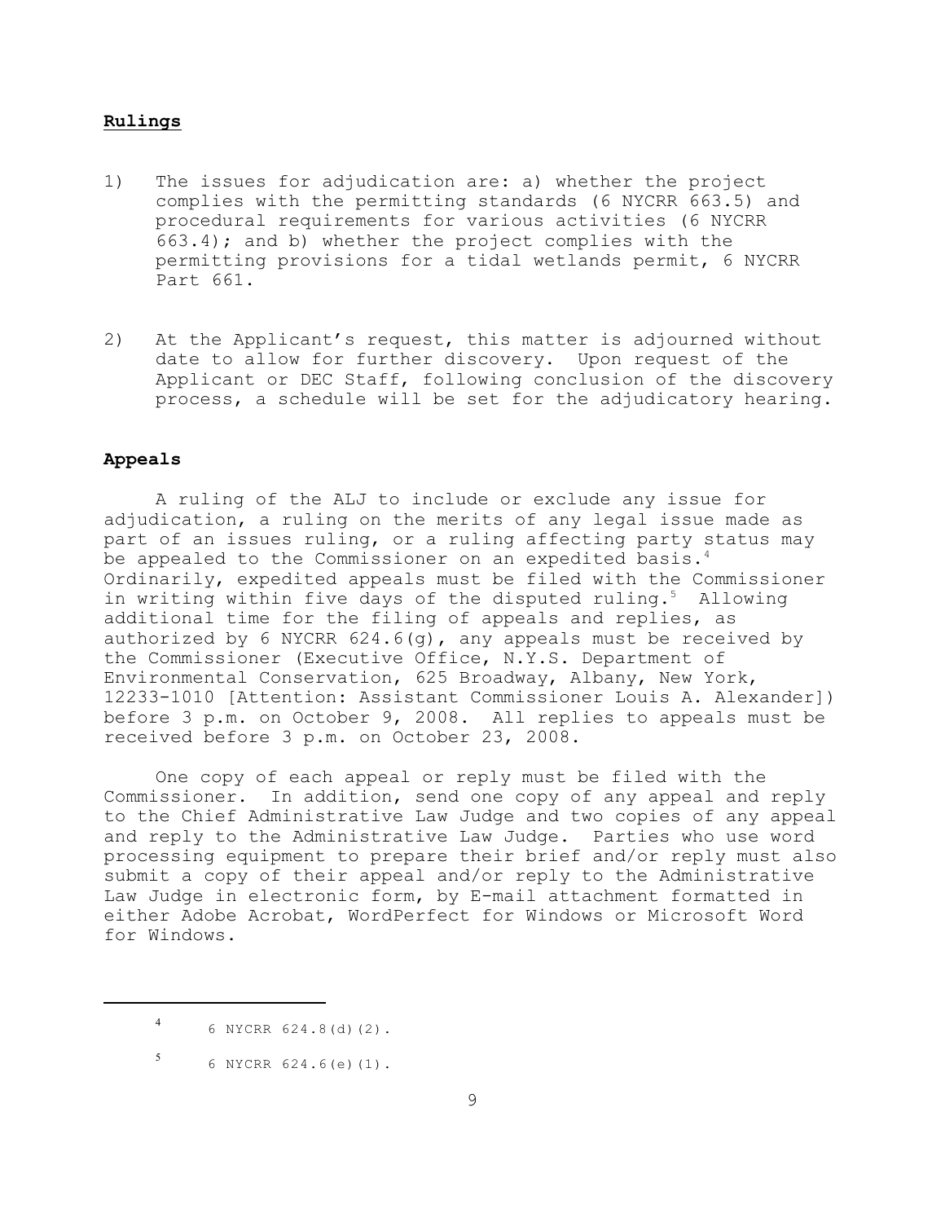## Rulings

1) The issues for adjudication are: a) whether the project complies with the permitting standards (6 NYCRR 663.5) and procedural requirements for various activities (6 NYCRR 663.4); and b) whether the project complies with the permitting provisions for a tidal wetlands permit, 6 NYCRR Part 661.

2) At the Applicant's request, this matter is adjourned without date to allow for further discovery. Upon request of the Applicant or DEC Staff, following conclusion of the discovery process, a schedule will be set for the adjudicatory hearing.

## Appeals

A ruling of the ALJ to include or exclude any issue for adjudication, a ruling on the merits of any legal issue made as part of an issues ruling, or a ruling affecting party status may be appealed to the Commissioner on an expedited basis.[4] Ordinarily, expedited appeals must be filed with the Commissioner in writing within five days of the disputed ruling.[5] Allowing additional time for the filing of appeals and replies, as authorized by 6 NYCRR 624.6(g), any appeals must be received by the Commissioner (Executive Office, N.Y.S. Department of Environmental Conservation, 625 Broadway, Albany, New York, 12233-1010 [Attention: Assistant Commissioner Louis A. Alexander]) before 3 p.m. on October 9, 2008. All replies to appeals must be received before 3 p.m. on October 23, 2008.

One copy of each appeal or reply must be filed with the Commissioner. In addition, send one copy of any appeal and reply to the Chief Administrative Law Judge and two copies of any appeal and reply to the Administrative Law Judge. Parties who use word processing equipment to prepare their brief and/or reply must also submit a copy of their appeal and/or reply to the Administrative Law Judge in electronic form, by E-mail attachment formatted in either Adobe Acrobat, WordPerfect for Windows or Microsoft Word for Windows.

---

[4] 6 NYCRR 624.8(d)(2).

[5] 6 NYCRR 624.6(e)(1).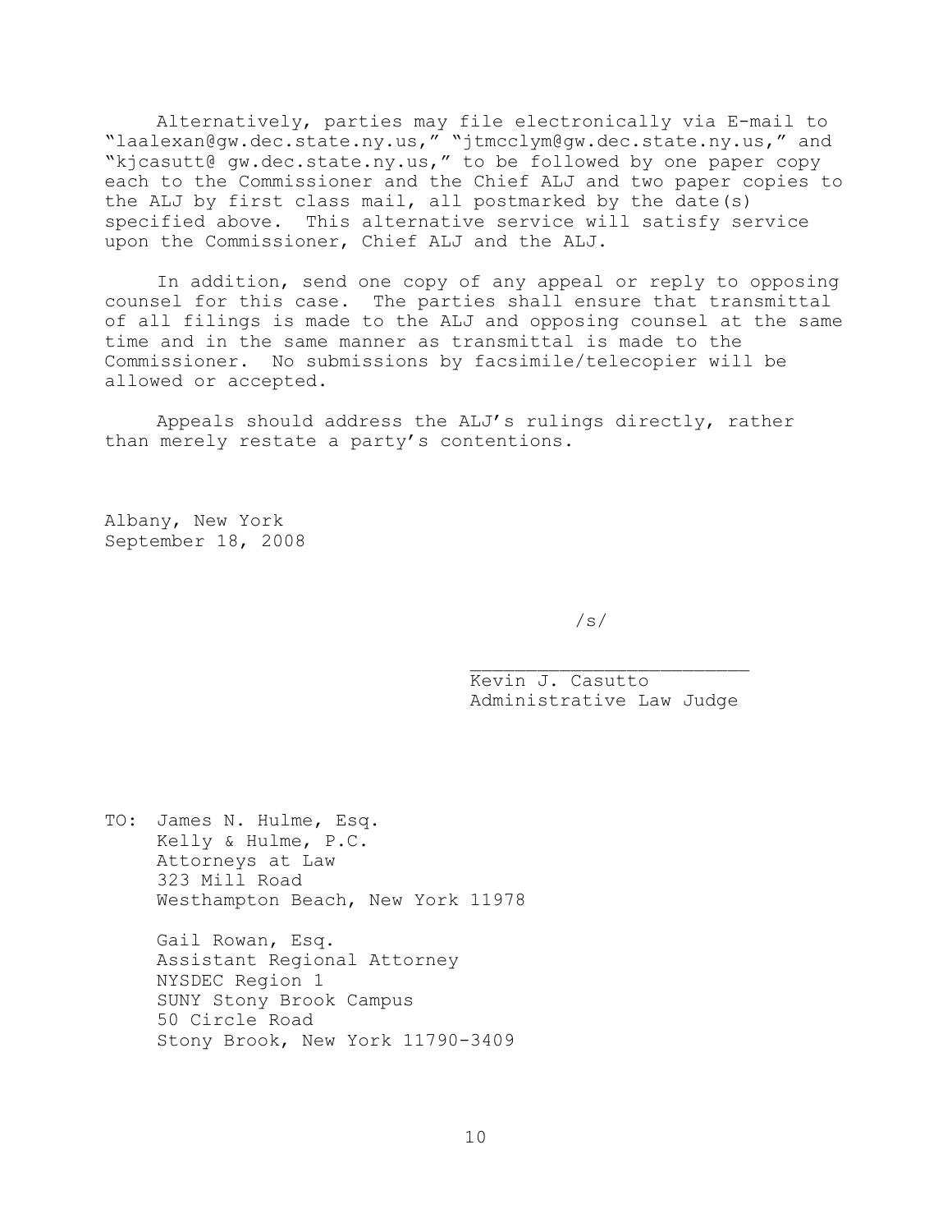Alternatively, parties may file electronically via E-mail to "laalexan@gw.dec.state.ny.us," "jtmcclym@gw.dec.state.ny.us," and "kjcasutt@ gw.dec.state.ny.us," to be followed by one paper copy each to the Commissioner and the Chief ALJ and two paper copies to the ALJ by first class mail, all postmarked by the date(s) specified above. This alternative service will satisfy service upon the Commissioner, Chief ALJ and the ALJ.

In addition, send one copy of any appeal or reply to opposing counsel for this case. The parties shall ensure that transmittal of all filings is made to the ALJ and opposing counsel at the same time and in the same manner as transmittal is made to the Commissioner. No submissions by facsimile/telecopier will be allowed or accepted.

Appeals should address the ALJ's rulings directly, rather than merely restate a party's contentions.

Albany, New York
September 18, 2008

/s/

___________________________
Kevin J. Casutto
Administrative Law Judge

TO: James N. Hulme, Esq.
Kelly & Hulme, P.C.
Attorneys at Law
323 Mill Road
Westhampton Beach, New York 11978

Gail Rowan, Esq.
Assistant Regional Attorney
NYSDEC Region 1
SUNY Stony Brook Campus
50 Circle Road
Stony Brook, New York 11790-3409